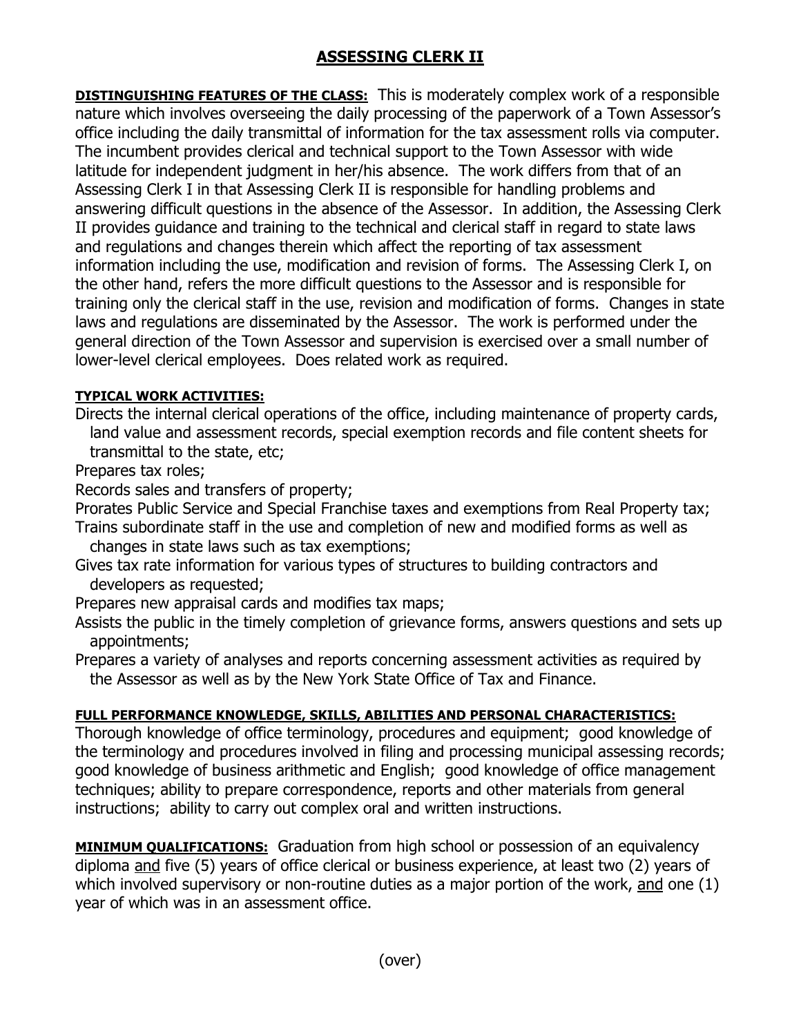# ASSESSING CLERK II

**DISTINGUISHING FEATURES OF THE CLASS:** This is moderately complex work of a responsible nature which involves overseeing the daily processing of the paperwork of a Town Assessor's office including the daily transmittal of information for the tax assessment rolls via computer. The incumbent provides clerical and technical support to the Town Assessor with wide latitude for independent judgment in her/his absence. The work differs from that of an Assessing Clerk I in that Assessing Clerk II is responsible for handling problems and answering difficult questions in the absence of the Assessor. In addition, the Assessing Clerk II provides guidance and training to the technical and clerical staff in regard to state laws and regulations and changes therein which affect the reporting of tax assessment information including the use, modification and revision of forms. The Assessing Clerk I, on the other hand, refers the more difficult questions to the Assessor and is responsible for training only the clerical staff in the use, revision and modification of forms. Changes in state laws and regulations are disseminated by the Assessor. The work is performed under the general direction of the Town Assessor and supervision is exercised over a small number of lower-level clerical employees. Does related work as required.

**TYPICAL WORK ACTIVITIES:**

Directs the internal clerical operations of the office, including maintenance of property cards, land value and assessment records, special exemption records and file content sheets for transmittal to the state, etc;

Prepares tax roles;

Records sales and transfers of property;

Prorates Public Service and Special Franchise taxes and exemptions from Real Property tax;

Trains subordinate staff in the use and completion of new and modified forms as well as changes in state laws such as tax exemptions;

Gives tax rate information for various types of structures to building contractors and developers as requested;

Prepares new appraisal cards and modifies tax maps;

Assists the public in the timely completion of grievance forms, answers questions and sets up appointments;

Prepares a variety of analyses and reports concerning assessment activities as required by the Assessor as well as by the New York State Office of Tax and Finance.

**FULL PERFORMANCE KNOWLEDGE, SKILLS, ABILITIES AND PERSONAL CHARACTERISTICS:**
Thorough knowledge of office terminology, procedures and equipment; good knowledge of the terminology and procedures involved in filing and processing municipal assessing records; good knowledge of business arithmetic and English; good knowledge of office management techniques; ability to prepare correspondence, reports and other materials from general instructions; ability to carry out complex oral and written instructions.

**MINIMUM QUALIFICATIONS:** Graduation from high school or possession of an equivalency diploma and five (5) years of office clerical or business experience, at least two (2) years of which involved supervisory or non-routine duties as a major portion of the work, and one (1) year of which was in an assessment office.

(over)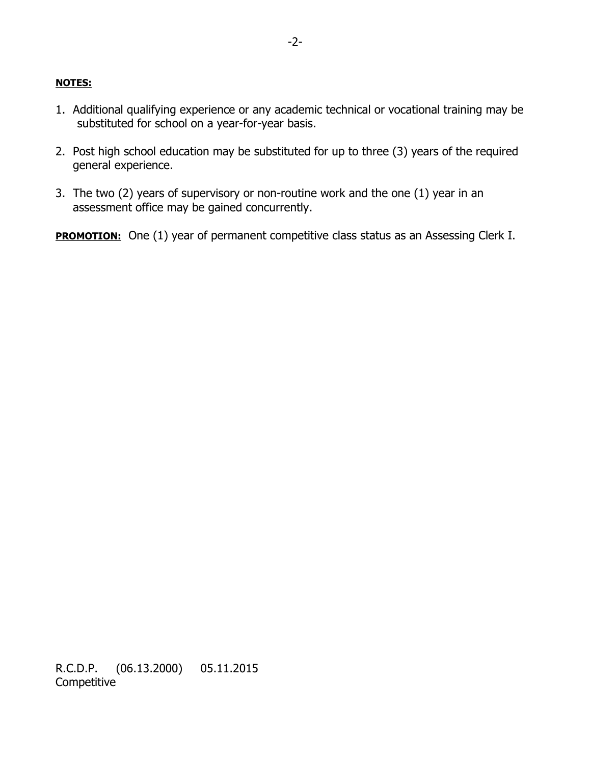**NOTES:**

1. Additional qualifying experience or any academic technical or vocational training may be substituted for school on a year-for-year basis.

2. Post high school education may be substituted for up to three (3) years of the required general experience.

3. The two (2) years of supervisory or non-routine work and the one (1) year in an assessment office may be gained concurrently.

**PROMOTION:** One (1) year of permanent competitive class status as an Assessing Clerk I.

R.C.D.P. (06.13.2000) 05.11.2015
Competitive